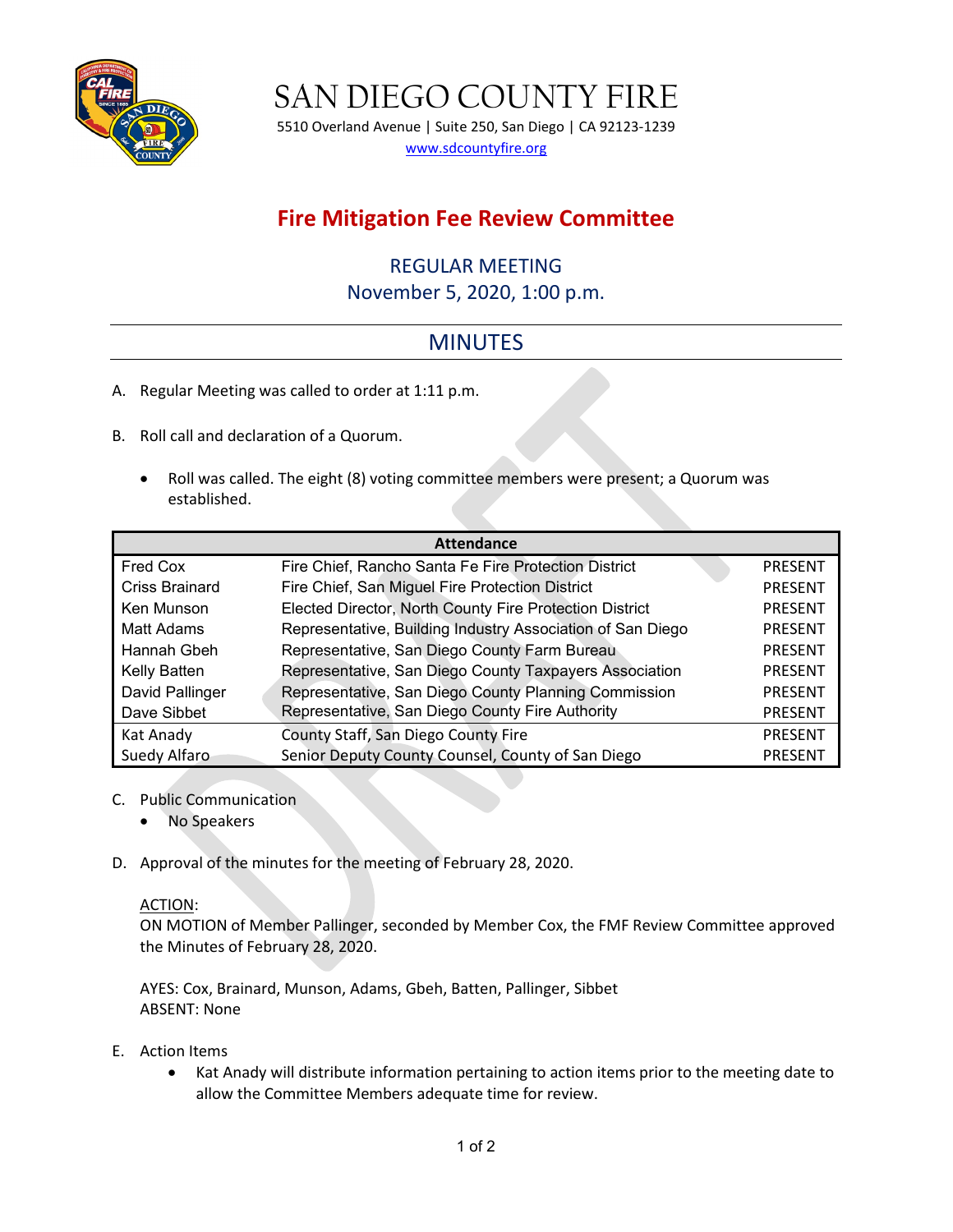# SAN DIEGO COUNTY FIRE

5510 Overland Avenue | Suite 250, San Diego | CA 92123-1239
www.sdcountyfire.org

## Fire Mitigation Fee Review Committee

### REGULAR MEETING
### November 5, 2020, 1:00 p.m.

## MINUTES

A. Regular Meeting was called to order at 1:11 p.m.

B. Roll call and declaration of a Quorum.

- Roll was called. The eight (8) voting committee members were present; a Quorum was established.

| Attendance | | |
|---|---|---|
| Fred Cox | Fire Chief, Rancho Santa Fe Fire Protection District | PRESENT |
| Criss Brainard | Fire Chief, San Miguel Fire Protection District | PRESENT |
| Ken Munson | Elected Director, North County Fire Protection District | PRESENT |
| Matt Adams | Representative, Building Industry Association of San Diego | PRESENT |
| Hannah Gbeh | Representative, San Diego County Farm Bureau | PRESENT |
| Kelly Batten | Representative, San Diego County Taxpayers Association | PRESENT |
| David Pallinger | Representative, San Diego County Planning Commission | PRESENT |
| Dave Sibbet | Representative, San Diego County Fire Authority | PRESENT |
| Kat Anady | County Staff, San Diego County Fire | PRESENT |
| Suedy Alfaro | Senior Deputy County Counsel, County of San Diego | PRESENT |

C. Public Communication
- No Speakers

D. Approval of the minutes for the meeting of February 28, 2020.

ACTION:
ON MOTION of Member Pallinger, seconded by Member Cox, the FMF Review Committee approved the Minutes of February 28, 2020.

AYES: Cox, Brainard, Munson, Adams, Gbeh, Batten, Pallinger, Sibbet
ABSENT: None

E. Action Items
- Kat Anady will distribute information pertaining to action items prior to the meeting date to allow the Committee Members adequate time for review.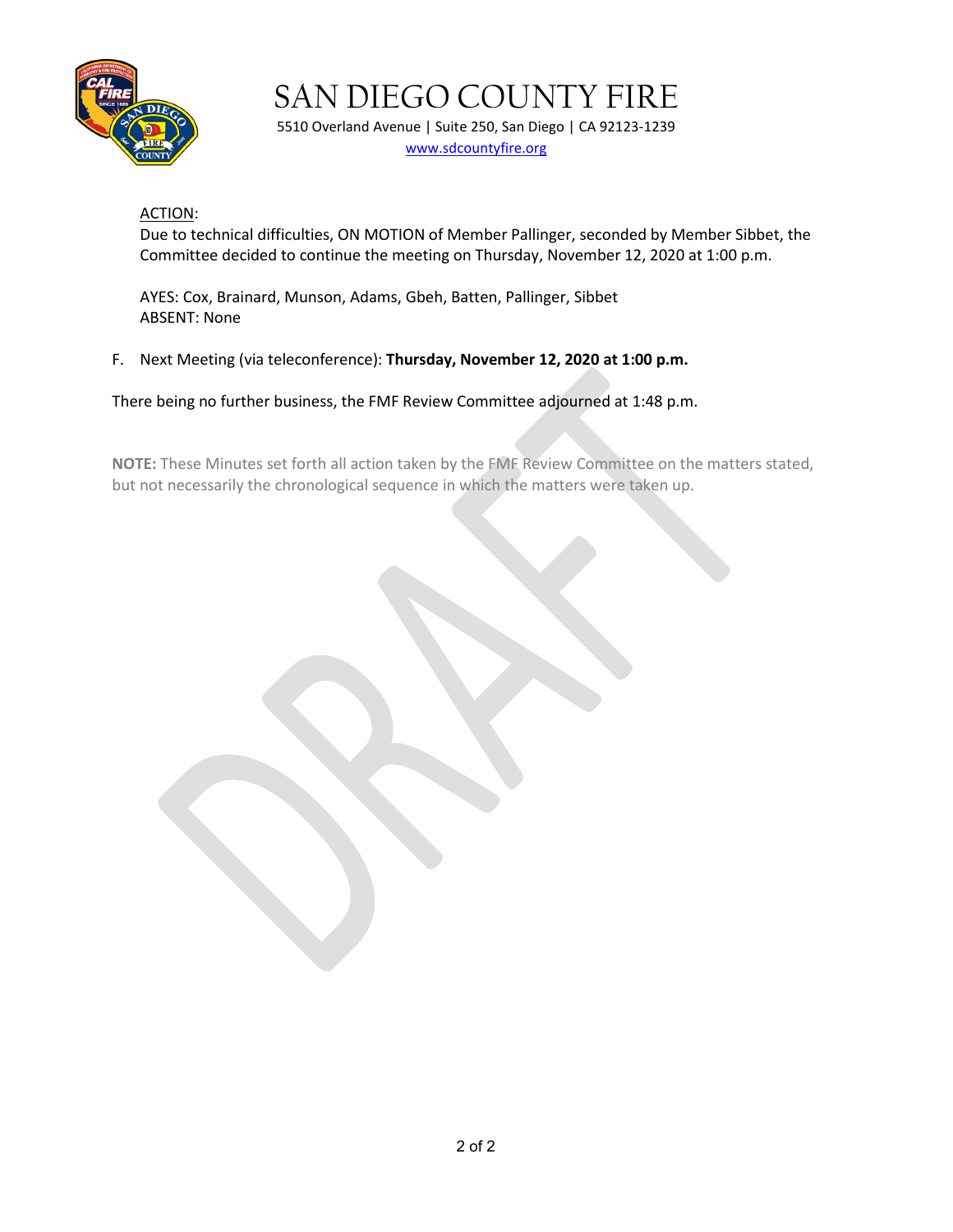# SAN DIEGO COUNTY FIRE

5510 Overland Avenue | Suite 250, San Diego | CA 92123-1239

www.sdcountyfire.org

ACTION:

Due to technical difficulties, ON MOTION of Member Pallinger, seconded by Member Sibbet, the Committee decided to continue the meeting on Thursday, November 12, 2020 at 1:00 p.m.

AYES: Cox, Brainard, Munson, Adams, Gbeh, Batten, Pallinger, Sibbet

ABSENT: None

F. Next Meeting (via teleconference): **Thursday, November 12, 2020 at 1:00 p.m.**

There being no further business, the FMF Review Committee adjourned at 1:48 p.m.

**NOTE:** These Minutes set forth all action taken by the FMF Review Committee on the matters stated, but not necessarily the chronological sequence in which the matters were taken up.

DRAFT